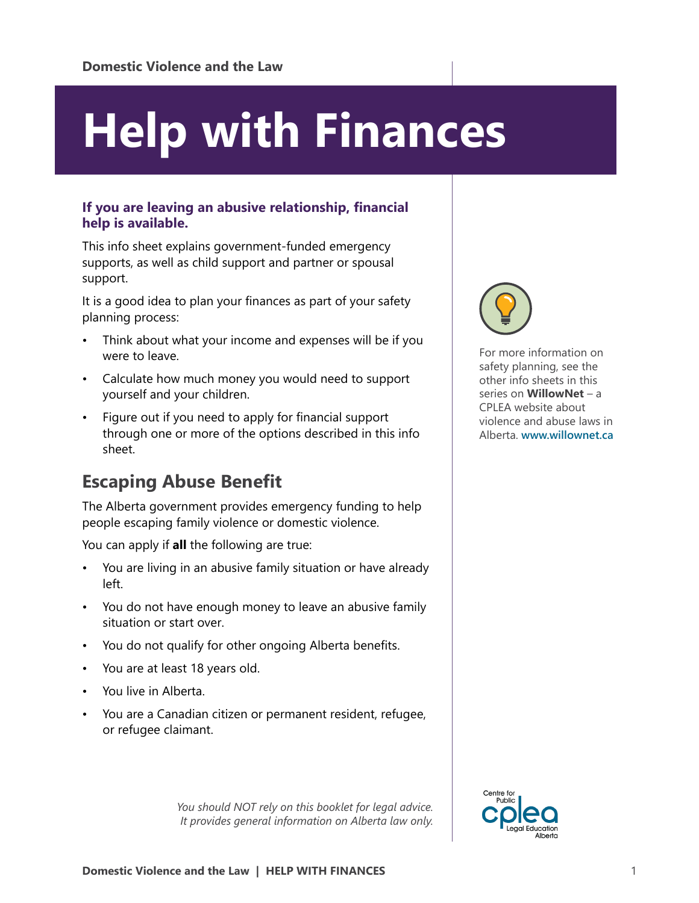Domestic Violence and the Law

# Help with Finances

**If you are leaving an abusive relationship, financial help is available.**

This info sheet explains government-funded emergency supports, as well as child support and partner or spousal support.

It is a good idea to plan your finances as part of your safety planning process:

- Think about what your income and expenses will be if you were to leave.
- Calculate how much money you would need to support yourself and your children.
- Figure out if you need to apply for financial support through one or more of the options described in this info sheet.

For more information on safety planning, see the other info sheets in this series on **WillowNet** – a CPLEA website about violence and abuse laws in Alberta. www.willownet.ca

## Escaping Abuse Benefit

The Alberta government provides emergency funding to help people escaping family violence or domestic violence.

You can apply if **all** the following are true:

- You are living in an abusive family situation or have already left.
- You do not have enough money to leave an abusive family situation or start over.
- You do not qualify for other ongoing Alberta benefits.
- You are at least 18 years old.
- You live in Alberta.
- You are a Canadian citizen or permanent resident, refugee, or refugee claimant.

*You should NOT rely on this booklet for legal advice. It provides general information on Alberta law only.*

Centre for Public Legal Education Alberta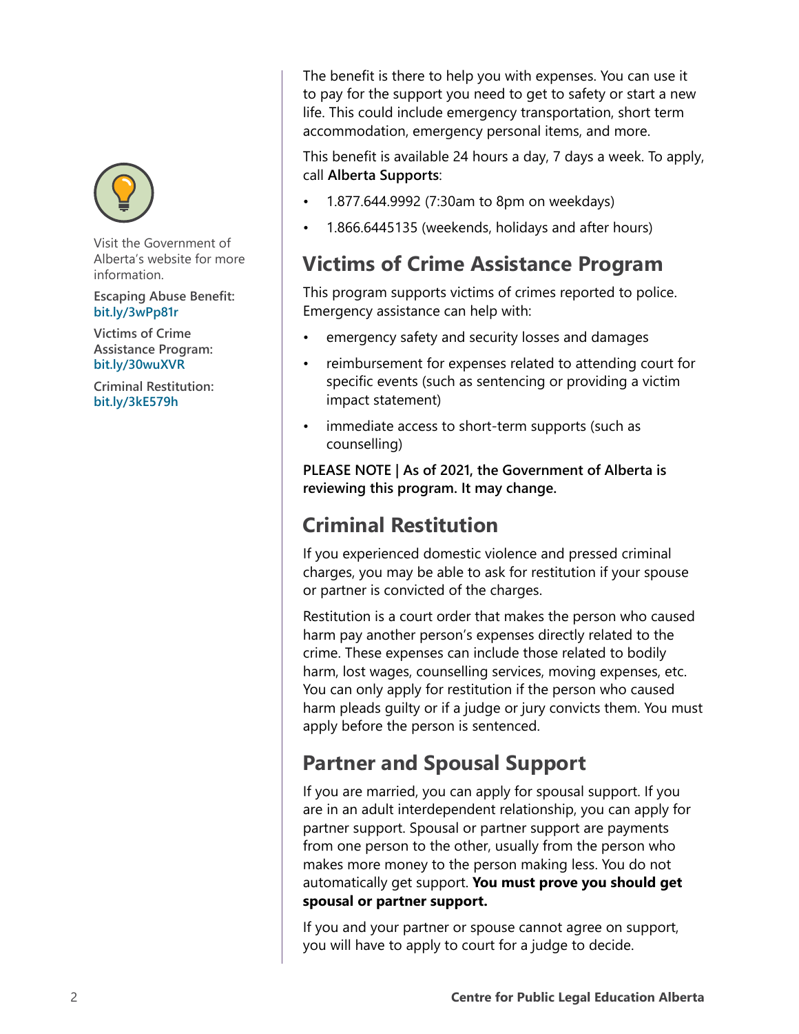The benefit is there to help you with expenses. You can use it to pay for the support you need to get to safety or start a new life. This could include emergency transportation, short term accommodation, emergency personal items, and more.

This benefit is available 24 hours a day, 7 days a week. To apply, call **Alberta Supports**:

- 1.877.644.9992 (7:30am to 8pm on weekdays)
- 1.866.6445135 (weekends, holidays and after hours)

## Victims of Crime Assistance Program

This program supports victims of crimes reported to police. Emergency assistance can help with:

- emergency safety and security losses and damages
- reimbursement for expenses related to attending court for specific events (such as sentencing or providing a victim impact statement)
- immediate access to short-term supports (such as counselling)

**PLEASE NOTE | As of 2021, the Government of Alberta is reviewing this program. It may change.**

## Criminal Restitution

If you experienced domestic violence and pressed criminal charges, you may be able to ask for restitution if your spouse or partner is convicted of the charges.

Restitution is a court order that makes the person who caused harm pay another person's expenses directly related to the crime. These expenses can include those related to bodily harm, lost wages, counselling services, moving expenses, etc. You can only apply for restitution if the person who caused harm pleads guilty or if a judge or jury convicts them. You must apply before the person is sentenced.

## Partner and Spousal Support

If you are married, you can apply for spousal support. If you are in an adult interdependent relationship, you can apply for partner support. Spousal or partner support are payments from one person to the other, usually from the person who makes more money to the person making less. You do not automatically get support. **You must prove you should get spousal or partner support.**

If you and your partner or spouse cannot agree on support, you will have to apply to court for a judge to decide.

Visit the Government of Alberta's website for more information.

**Escaping Abuse Benefit:**
bit.ly/3wPp81r

**Victims of Crime Assistance Program:**
bit.ly/30wuXVR

**Criminal Restitution:**
bit.ly/3kE579h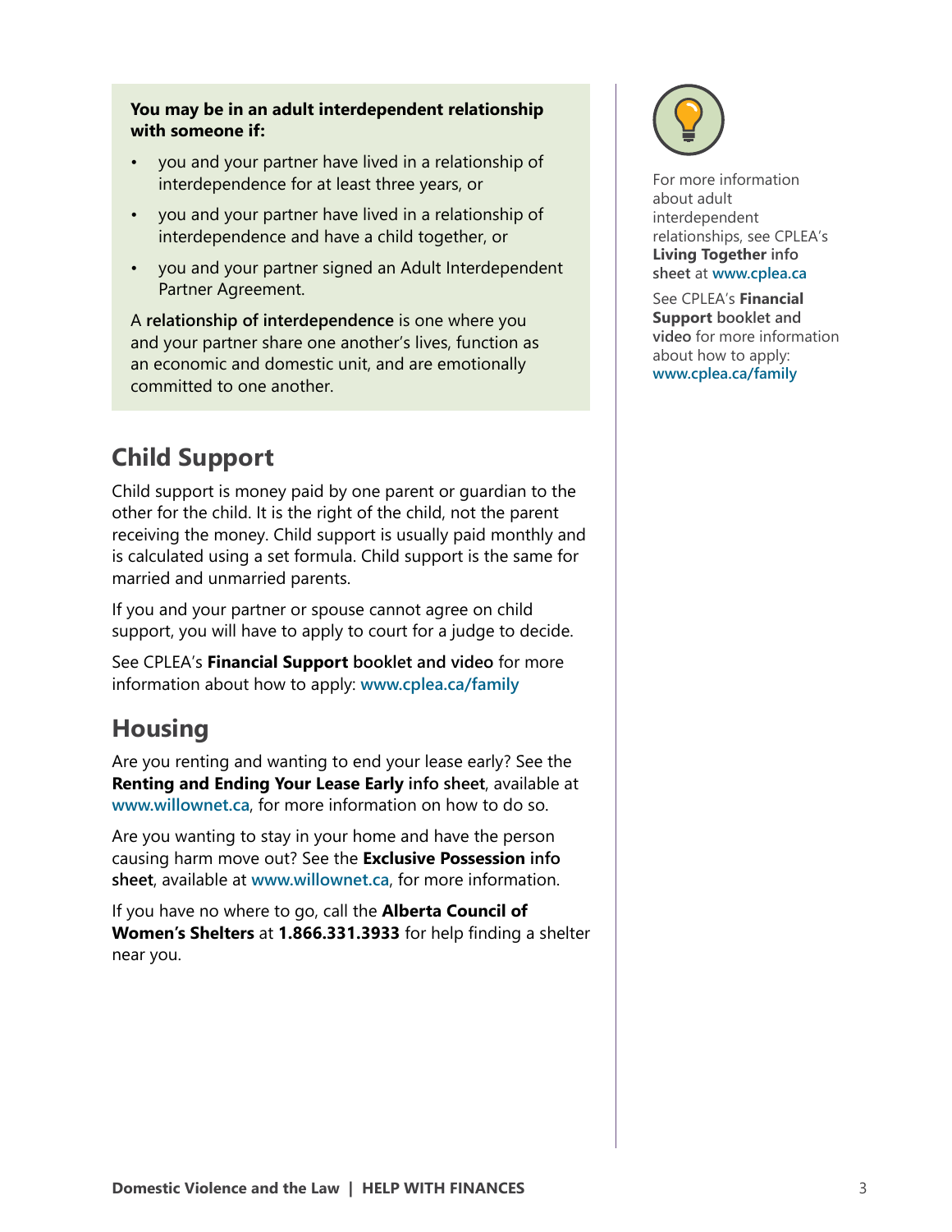**You may be in an adult interdependent relationship with someone if:**

- you and your partner have lived in a relationship of interdependence for at least three years, or
- you and your partner have lived in a relationship of interdependence and have a child together, or
- you and your partner signed an Adult Interdependent Partner Agreement.

A **relationship of interdependence** is one where you and your partner share one another's lives, function as an economic and domestic unit, and are emotionally committed to one another.

For more information about adult interdependent relationships, see CPLEA's **Living Together info sheet** at **www.cplea.ca**

See CPLEA's **Financial Support booklet and video** for more information about how to apply: **www.cplea.ca/family**

## Child Support

Child support is money paid by one parent or guardian to the other for the child. It is the right of the child, not the parent receiving the money. Child support is usually paid monthly and is calculated using a set formula. Child support is the same for married and unmarried parents.

If you and your partner or spouse cannot agree on child support, you will have to apply to court for a judge to decide.

See CPLEA's **Financial Support booklet and video** for more information about how to apply: **www.cplea.ca/family**

## Housing

Are you renting and wanting to end your lease early? See the **Renting and Ending Your Lease Early info sheet**, available at **www.willownet.ca**, for more information on how to do so.

Are you wanting to stay in your home and have the person causing harm move out? See the **Exclusive Possession info sheet**, available at **www.willownet.ca**, for more information.

If you have no where to go, call the **Alberta Council of Women's Shelters** at **1.866.331.3933** for help finding a shelter near you.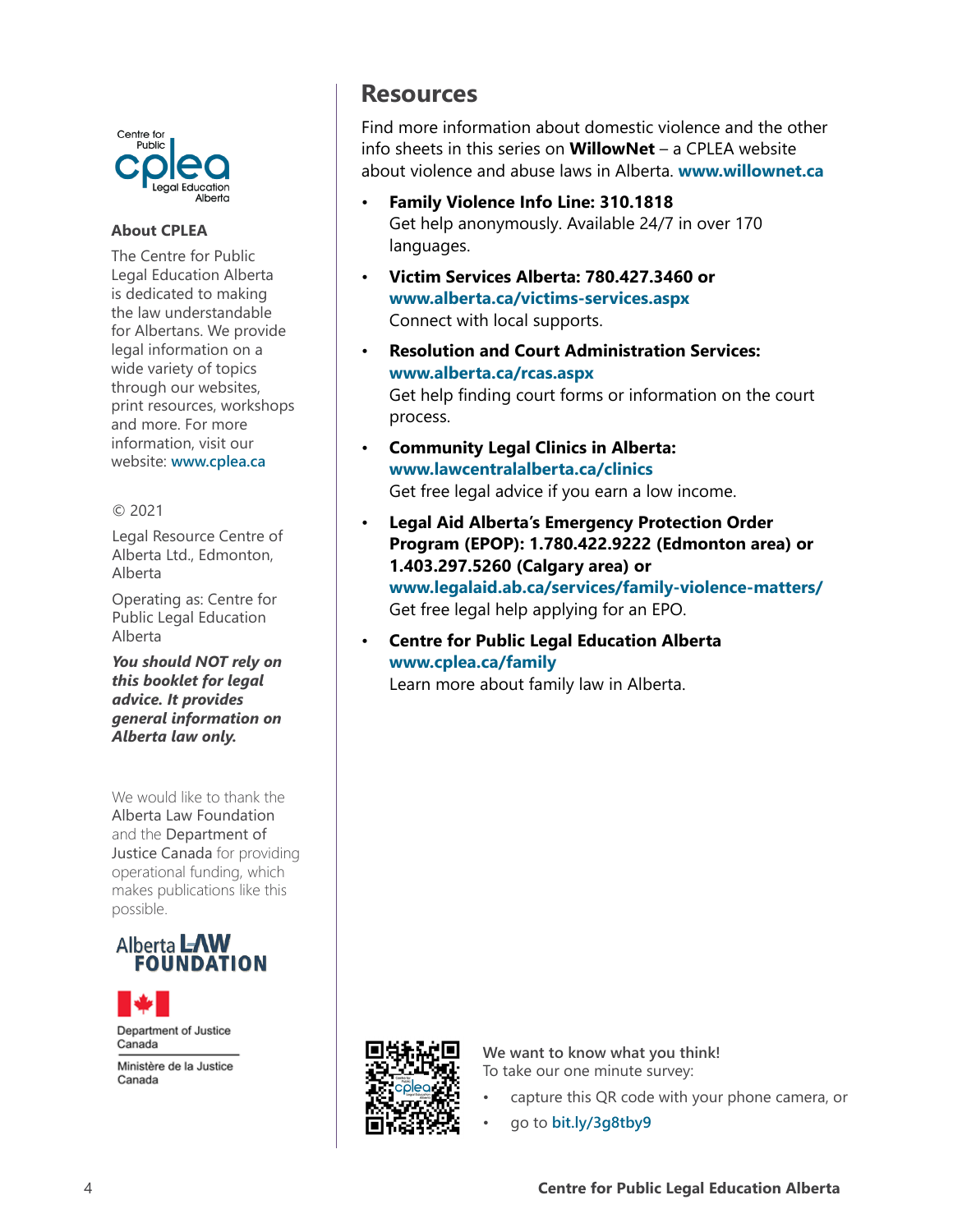Centre for Public **cplea** Legal Education Alberta

### About CPLEA

The Centre for Public Legal Education Alberta is dedicated to making the law understandable for Albertans. We provide legal information on a wide variety of topics through our websites, print resources, workshops and more. For more information, visit our website: www.cplea.ca

© 2021

Legal Resource Centre of Alberta Ltd., Edmonton, Alberta

Operating as: Centre for Public Legal Education Alberta

***You should NOT rely on this booklet for legal advice. It provides general information on Alberta law only.***

We would like to thank the Alberta Law Foundation and the Department of Justice Canada for providing operational funding, which makes publications like this possible.

Alberta LAW FOUNDATION

Department of Justice Canada

Ministère de la Justice Canada

## Resources

Find more information about domestic violence and the other info sheets in this series on **WillowNet** – a CPLEA website about violence and abuse laws in Alberta. **www.willownet.ca**

- **Family Violence Info Line: 310.1818**
  Get help anonymously. Available 24/7 in over 170 languages.
- **Victim Services Alberta: 780.427.3460 or www.alberta.ca/victims-services.aspx**
  Connect with local supports.
- **Resolution and Court Administration Services: www.alberta.ca/rcas.aspx**
  Get help finding court forms or information on the court process.
- **Community Legal Clinics in Alberta: www.lawcentralalberta.ca/clinics**
  Get free legal advice if you earn a low income.
- **Legal Aid Alberta's Emergency Protection Order Program (EPOP): 1.780.422.9222 (Edmonton area) or 1.403.297.5260 (Calgary area) or www.legalaid.ab.ca/services/family-violence-matters/**
  Get free legal help applying for an EPO.
- **Centre for Public Legal Education Alberta www.cplea.ca/family**
  Learn more about family law in Alberta.

We want to know what you think!
To take our one minute survey:

- capture this QR code with your phone camera, or
- go to bit.ly/3g8tby9